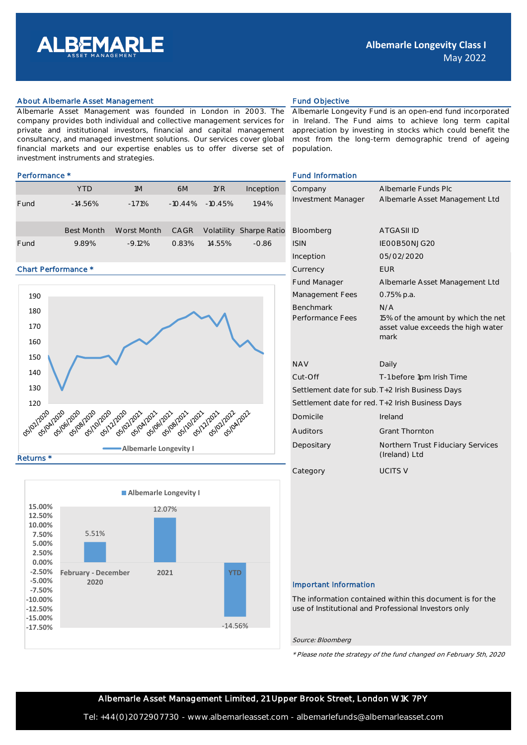# Albemarle Longevity Class I

May 2022

## About Albemarle Asset Management

Albemarle Asset Management was founded in London in 2003. The company provides both individual and collective management services for private and institutional investors, financial management consultancy, and managed investment solutions. Our services cover global financial markets and our expertise enables us to offer diverse set of investment instruments and strategies.

## Fund Objective

Albemarle Longevity Fund is an open-end fund incorporated in Ireland. The Fund aims to achieve long term capital appreciation by investing in stocks which could benefit the most from the long-term demographic trend of ageing population.

## Performance *

| | YTD | 1M | 6M | 1YR | Inception |
|---|---|---|---|---|---|
| Fund | -14.56% | -1.71% | -10.44% | -10.45% | 1.94% |

| | Best Month | Worst Month | CAGR | Volatility | Sharpe Ratio |
|---|---|---|---|---|---|
| Fund | 9.89% | -9.12% | 0.83% | 14.55% | -0.86 |

## Chart Performance *

## Returns *

| Albemarle Longevity I | |
|---|---|
| February - December 2020 | 5.51% |
| 2021 | 12.07% |
| YTD | -14.56% |

## Fund Information

| | |
|---|---|
| Company | Albemarle Funds Plc |
| Investment Manager | Albemarle Asset Management Ltd |
| Bloomberg | ATGASII ID |
| ISIN | IE00B50NJG20 |
| Inception | 05/02/2020 |
| Currency | EUR |
| Fund Manager | Albemarle Asset Management Ltd |
| Management Fees | 0.75% p.a. |
| Benchmark | N/A |
| Performance Fees | 15% of the amount by which the net asset value exceeds the high water mark |
| NAV | Daily |
| Cut-Off | T-1 before 1pm Irish Time |
| Settlement date for sub. | T+2 Irish Business Days |
| Settlement date for red. | T+2 Irish Business Days |
| Domicile | Ireland |
| Auditors | Grant Thornton |
| Depositary | Northern Trust Fiduciary Services (Ireland) Ltd |
| Category | UCITS V |

## Important Information

The information contained within this document is for the use of Institutional and Professional Investors only

*Source: Bloomberg*

*\* Please note the strategy of the fund changed on February 5th, 2020*

Albemarle Asset Management Limited, 21 Upper Brook Street, London W1K 7PY

Tel: +44(0)2072907730 - www.albemarleasset.com - albemarlefunds@albemarleasset.com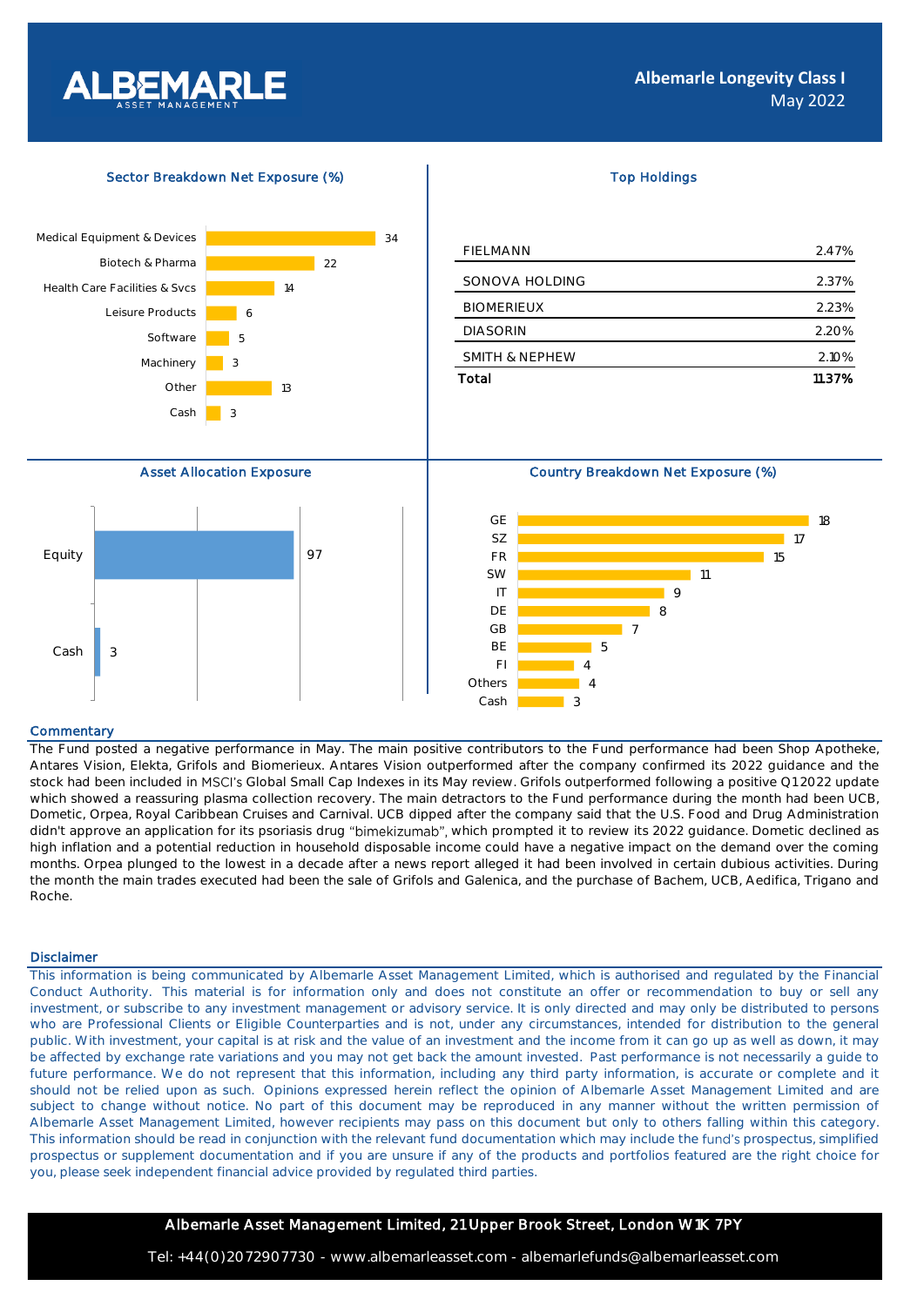# Albemarle Longevity Class I

May 2022

## Sector Breakdown Net Exposure (%)

Medical Equipment & Devices 34
Biotech & Pharma 22
Health Care Facilities & Svcs 14
Leisure Products 6
Software 5
Machinery 3
Other 13
Cash 3

## Top Holdings

| | |
|---|---|
| FIELMANN | 2.47% |
| SONOVA HOLDING | 2.37% |
| BIOMERIEUX | 2.23% |
| DIASORIN | 2.20% |
| SMITH & NEPHEW | 2.10% |
| **Total** | **11.37%** |

## Asset Allocation Exposure

Equity 97
Cash 3

## Country Breakdown Net Exposure (%)

GE 18
SZ 17
FR 15
SW 11
IT 9
DE 8
GB 7
BE 5
FI 4
Others 4
Cash 3

## Commentary

The Fund posted a negative performance in May. The main positive contributors to the Fund performance had been Shop Apotheke, Antares Vision, Elekta, Grifols and Biomerieux. Antares Vision outperformed after the company confirmed its 2022 guidance and the stock had been included in MSCI's Global Small Cap Indexes in its May review. Grifols outperformed following a positive Q12022 update which showed a reassuring plasma collection recovery. The main detractors to the Fund performance during the month had been UCB, Dometic, Orpea, Royal Caribbean Cruises and Carnival. UCB dipped after the company said that the U.S. Food and Drug Administration didn't approve an application for its psoriasis drug "bimekizumab", which prompted it to review its 2022 guidance. Dometic declined as high inflation and a potential reduction in household disposable income could have a negative impact on the demand over the coming months. Orpea plunged to the lowest in a decade after a news report alleged it had been involved in certain dubious activities. During the month the main trades executed had been the sale of Grifols and Galenica, and the purchase of Bachem, UCB, Aedifica, Trigano and Roche.

## Disclaimer

This information is being communicated by Albemarle Asset Management Limited, which is authorised and regulated by the Financial Conduct Authority. This material is for information only and does not constitute an offer or recommendation to buy or sell any investment, or subscribe to any investment management or advisory service. It is only directed and may only be distributed to persons who are Professional Clients or Eligible Counterparties and is not, under any circumstances, intended for distribution to the general public. With investment, your capital is at risk and the value of an investment and the income from it can go up as well as down, it may be affected by exchange rate variations and you may not get back the amount invested. Past performance is not necessarily a guide to future performance. We do not represent that this information, including any third party information, is accurate or complete and it should not be relied upon as such. Opinions expressed herein reflect the opinion of Albemarle Asset Management Limited and are subject to change without notice. No part of this document may be reproduced in any manner without the written permission of Albemarle Asset Management Limited, however recipients may pass on this document but only to others falling within this category. This information should be read in conjunction with the relevant fund documentation which may include the fund's prospectus, simplified prospectus or supplement documentation and if you are unsure if any of the products and portfolios featured are the right choice for you, please seek independent financial advice provided by regulated third parties.

Albemarle Asset Management Limited, 21 Upper Brook Street, London W1K 7PY

Tel: +44(0)2072907730 - www.albemarleasset.com - albemarlefunds@albemarleasset.com